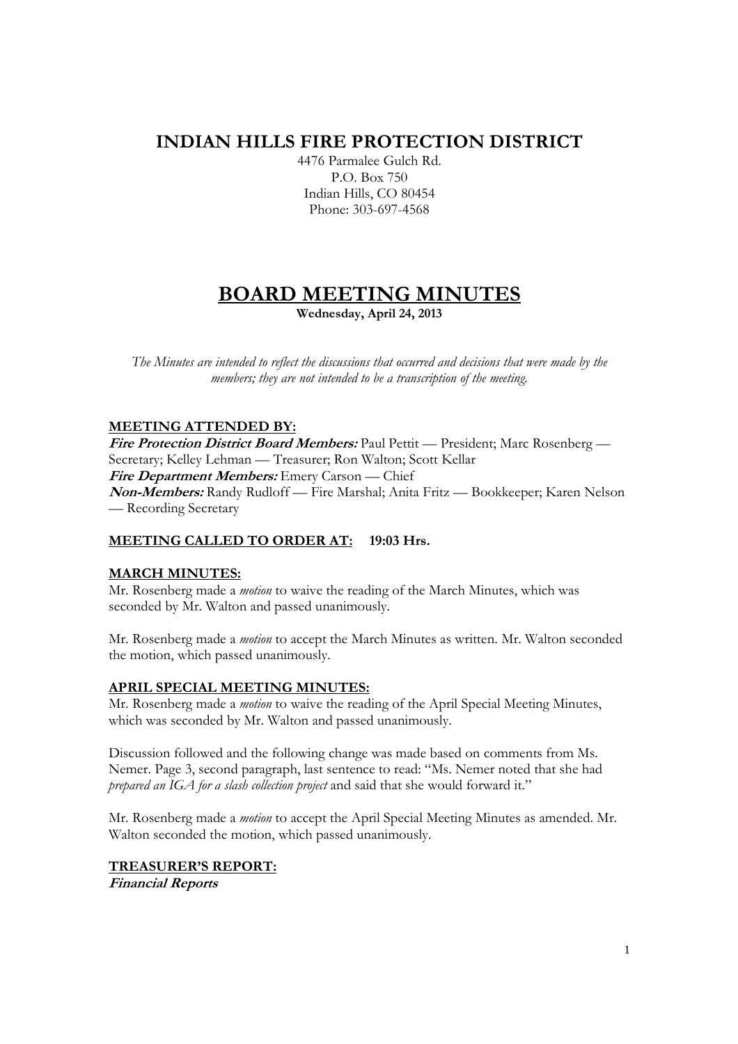# INDIAN HILLS FIRE PROTECTION DISTRICT

4476 Parmalee Gulch Rd.
P.O. Box 750
Indian Hills, CO 80454
Phone: 303-697-4568

# BOARD MEETING MINUTES

**Wednesday, April 24, 2013**

*The Minutes are intended to reflect the discussions that occurred and decisions that were made by the members; they are not intended to be a transcription of the meeting.*

## MEETING ATTENDED BY:

***Fire Protection District Board Members:*** Paul Pettit — President; Marc Rosenberg — Secretary; Kelley Lehman — Treasurer; Ron Walton; Scott Kellar
***Fire Department Members:*** Emery Carson — Chief
***Non-Members:*** Randy Rudloff — Fire Marshal; Anita Fritz — Bookkeeper; Karen Nelson — Recording Secretary

## MEETING CALLED TO ORDER AT: 19:03 Hrs.

## MARCH MINUTES:

Mr. Rosenberg made a *motion* to waive the reading of the March Minutes, which was seconded by Mr. Walton and passed unanimously.

Mr. Rosenberg made a *motion* to accept the March Minutes as written. Mr. Walton seconded the motion, which passed unanimously.

## APRIL SPECIAL MEETING MINUTES:

Mr. Rosenberg made a *motion* to waive the reading of the April Special Meeting Minutes, which was seconded by Mr. Walton and passed unanimously.

Discussion followed and the following change was made based on comments from Ms. Nemer. Page 3, second paragraph, last sentence to read: "Ms. Nemer noted that she had *prepared an IGA for a slash collection project* and said that she would forward it."

Mr. Rosenberg made a *motion* to accept the April Special Meeting Minutes as amended. Mr. Walton seconded the motion, which passed unanimously.

## TREASURER'S REPORT:

***Financial Reports***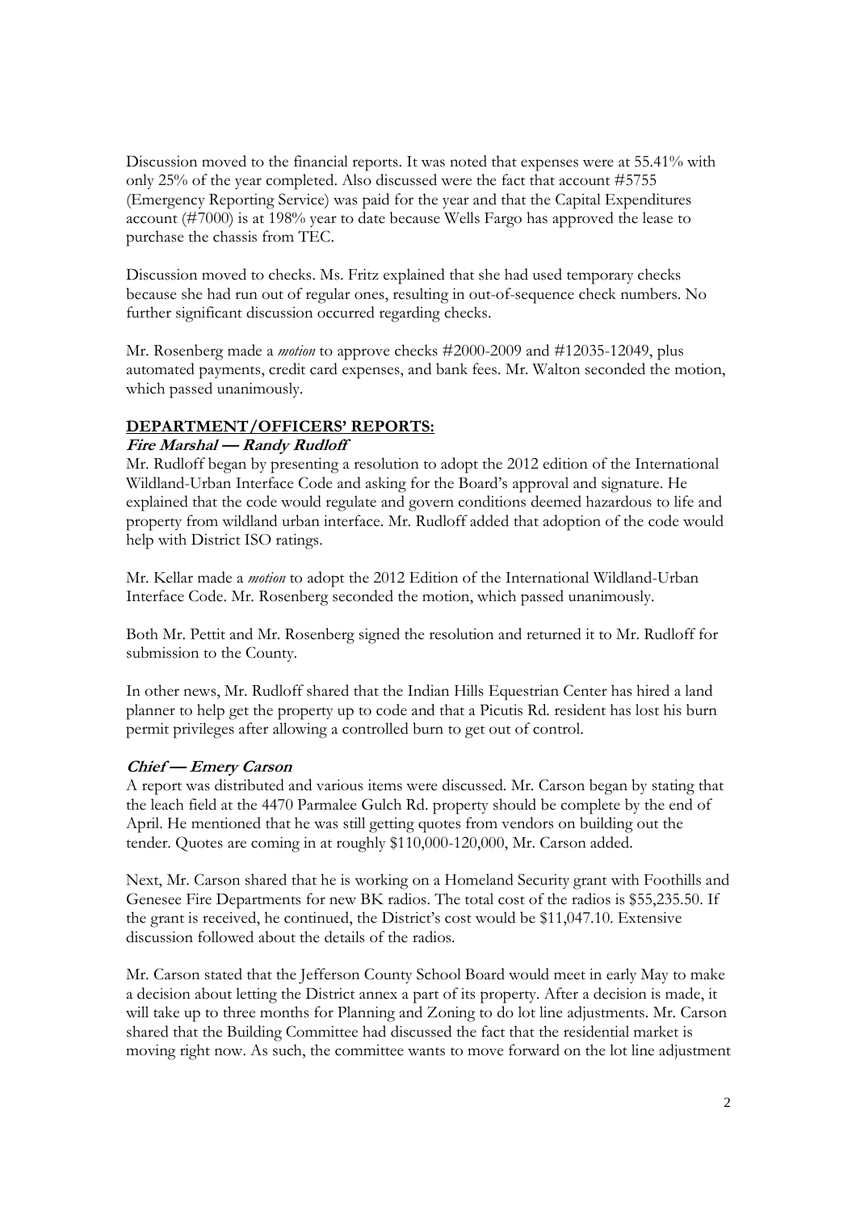Discussion moved to the financial reports. It was noted that expenses were at 55.41% with only 25% of the year completed. Also discussed were the fact that account #5755 (Emergency Reporting Service) was paid for the year and that the Capital Expenditures account (#7000) is at 198% year to date because Wells Fargo has approved the lease to purchase the chassis from TEC.

Discussion moved to checks. Ms. Fritz explained that she had used temporary checks because she had run out of regular ones, resulting in out-of-sequence check numbers. No further significant discussion occurred regarding checks.

Mr. Rosenberg made a *motion* to approve checks #2000-2009 and #12035-12049, plus automated payments, credit card expenses, and bank fees. Mr. Walton seconded the motion, which passed unanimously.

**DEPARTMENT/OFFICERS' REPORTS:**

***Fire Marshal — Randy Rudloff***

Mr. Rudloff began by presenting a resolution to adopt the 2012 edition of the International Wildland-Urban Interface Code and asking for the Board's approval and signature. He explained that the code would regulate and govern conditions deemed hazardous to life and property from wildland urban interface. Mr. Rudloff added that adoption of the code would help with District ISO ratings.

Mr. Kellar made a *motion* to adopt the 2012 Edition of the International Wildland-Urban Interface Code. Mr. Rosenberg seconded the motion, which passed unanimously.

Both Mr. Pettit and Mr. Rosenberg signed the resolution and returned it to Mr. Rudloff for submission to the County.

In other news, Mr. Rudloff shared that the Indian Hills Equestrian Center has hired a land planner to help get the property up to code and that a Picutis Rd. resident has lost his burn permit privileges after allowing a controlled burn to get out of control.

***Chief — Emery Carson***

A report was distributed and various items were discussed. Mr. Carson began by stating that the leach field at the 4470 Parmalee Gulch Rd. property should be complete by the end of April. He mentioned that he was still getting quotes from vendors on building out the tender. Quotes are coming in at roughly $110,000-120,000, Mr. Carson added.

Next, Mr. Carson shared that he is working on a Homeland Security grant with Foothills and Genesee Fire Departments for new BK radios. The total cost of the radios is $55,235.50. If the grant is received, he continued, the District's cost would be $11,047.10. Extensive discussion followed about the details of the radios.

Mr. Carson stated that the Jefferson County School Board would meet in early May to make a decision about letting the District annex a part of its property. After a decision is made, it will take up to three months for Planning and Zoning to do lot line adjustments. Mr. Carson shared that the Building Committee had discussed the fact that the residential market is moving right now. As such, the committee wants to move forward on the lot line adjustment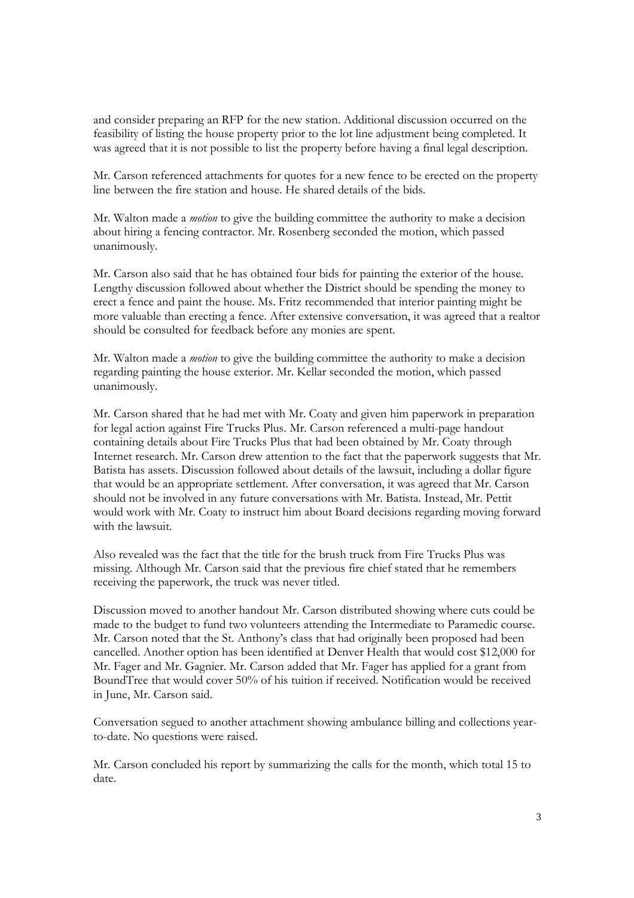and consider preparing an RFP for the new station. Additional discussion occurred on the feasibility of listing the house property prior to the lot line adjustment being completed. It was agreed that it is not possible to list the property before having a final legal description.

Mr. Carson referenced attachments for quotes for a new fence to be erected on the property line between the fire station and house. He shared details of the bids.

Mr. Walton made a *motion* to give the building committee the authority to make a decision about hiring a fencing contractor. Mr. Rosenberg seconded the motion, which passed unanimously.

Mr. Carson also said that he has obtained four bids for painting the exterior of the house. Lengthy discussion followed about whether the District should be spending the money to erect a fence and paint the house. Ms. Fritz recommended that interior painting might be more valuable than erecting a fence. After extensive conversation, it was agreed that a realtor should be consulted for feedback before any monies are spent.

Mr. Walton made a *motion* to give the building committee the authority to make a decision regarding painting the house exterior. Mr. Kellar seconded the motion, which passed unanimously.

Mr. Carson shared that he had met with Mr. Coaty and given him paperwork in preparation for legal action against Fire Trucks Plus. Mr. Carson referenced a multi-page handout containing details about Fire Trucks Plus that had been obtained by Mr. Coaty through Internet research. Mr. Carson drew attention to the fact that the paperwork suggests that Mr. Batista has assets. Discussion followed about details of the lawsuit, including a dollar figure that would be an appropriate settlement. After conversation, it was agreed that Mr. Carson should not be involved in any future conversations with Mr. Batista. Instead, Mr. Pettit would work with Mr. Coaty to instruct him about Board decisions regarding moving forward with the lawsuit.

Also revealed was the fact that the title for the brush truck from Fire Trucks Plus was missing. Although Mr. Carson said that the previous fire chief stated that he remembers receiving the paperwork, the truck was never titled.

Discussion moved to another handout Mr. Carson distributed showing where cuts could be made to the budget to fund two volunteers attending the Intermediate to Paramedic course. Mr. Carson noted that the St. Anthony's class that had originally been proposed had been cancelled. Another option has been identified at Denver Health that would cost $12,000 for Mr. Fager and Mr. Gagnier. Mr. Carson added that Mr. Fager has applied for a grant from BoundTree that would cover 50% of his tuition if received. Notification would be received in June, Mr. Carson said.

Conversation segued to another attachment showing ambulance billing and collections year-to-date. No questions were raised.

Mr. Carson concluded his report by summarizing the calls for the month, which total 15 to date.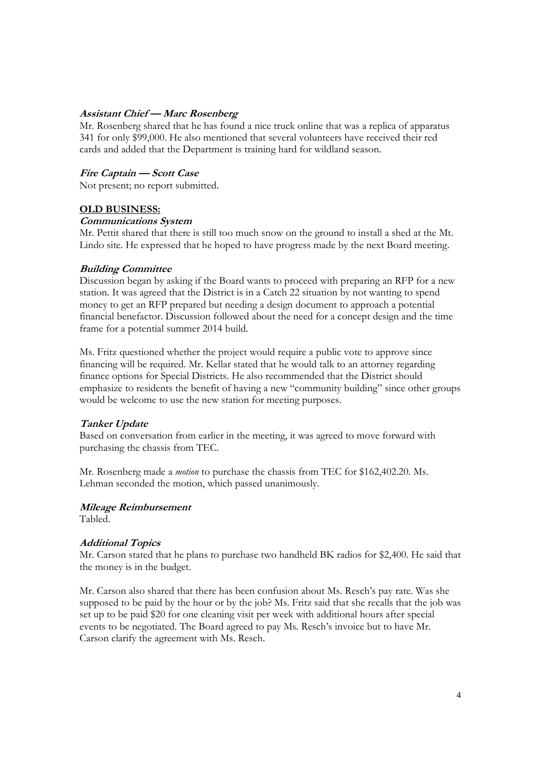***Assistant Chief — Marc Rosenberg***

Mr. Rosenberg shared that he has found a nice truck online that was a replica of apparatus 341 for only $99,000. He also mentioned that several volunteers have received their red cards and added that the Department is training hard for wildland season.

***Fire Captain — Scott Case***

Not present; no report submitted.

## **OLD BUSINESS:**

***Communications System***

Mr. Pettit shared that there is still too much snow on the ground to install a shed at the Mt. Lindo site. He expressed that he hoped to have progress made by the next Board meeting.

***Building Committee***

Discussion began by asking if the Board wants to proceed with preparing an RFP for a new station. It was agreed that the District is in a Catch 22 situation by not wanting to spend money to get an RFP prepared but needing a design document to approach a potential financial benefactor. Discussion followed about the need for a concept design and the time frame for a potential summer 2014 build.

Ms. Fritz questioned whether the project would require a public vote to approve since financing will be required. Mr. Kellar stated that he would talk to an attorney regarding finance options for Special Districts. He also recommended that the District should emphasize to residents the benefit of having a new "community building" since other groups would be welcome to use the new station for meeting purposes.

***Tanker Update***

Based on conversation from earlier in the meeting, it was agreed to move forward with purchasing the chassis from TEC.

Mr. Rosenberg made a *motion* to purchase the chassis from TEC for $162,402.20. Ms. Lehman seconded the motion, which passed unanimously.

***Mileage Reimbursement***

Tabled.

***Additional Topics***

Mr. Carson stated that he plans to purchase two handheld BK radios for $2,400. He said that the money is in the budget.

Mr. Carson also shared that there has been confusion about Ms. Resch's pay rate. Was she supposed to be paid by the hour or by the job? Ms. Fritz said that she recalls that the job was set up to be paid $20 for one cleaning visit per week with additional hours after special events to be negotiated. The Board agreed to pay Ms. Resch's invoice but to have Mr. Carson clarify the agreement with Ms. Resch.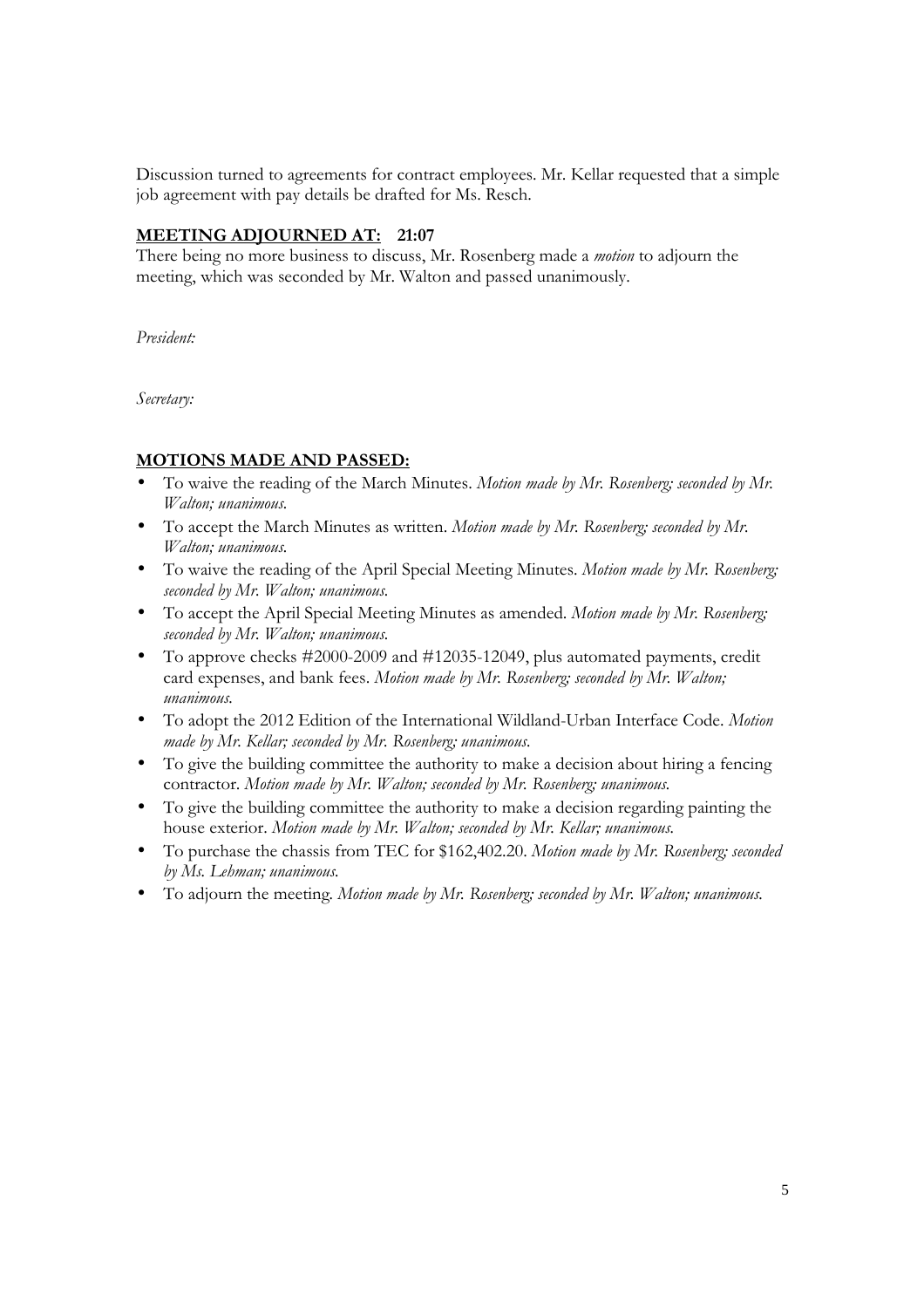Discussion turned to agreements for contract employees. Mr. Kellar requested that a simple job agreement with pay details be drafted for Ms. Resch.

**MEETING ADJOURNED AT: 21:07**

There being no more business to discuss, Mr. Rosenberg made a *motion* to adjourn the meeting, which was seconded by Mr. Walton and passed unanimously.

*President:*

*Secretary:*

**MOTIONS MADE AND PASSED:**

- To waive the reading of the March Minutes. *Motion made by Mr. Rosenberg; seconded by Mr. Walton; unanimous.*
- To accept the March Minutes as written. *Motion made by Mr. Rosenberg; seconded by Mr. Walton; unanimous.*
- To waive the reading of the April Special Meeting Minutes. *Motion made by Mr. Rosenberg; seconded by Mr. Walton; unanimous.*
- To accept the April Special Meeting Minutes as amended. *Motion made by Mr. Rosenberg; seconded by Mr. Walton; unanimous.*
- To approve checks #2000-2009 and #12035-12049, plus automated payments, credit card expenses, and bank fees. *Motion made by Mr. Rosenberg; seconded by Mr. Walton; unanimous.*
- To adopt the 2012 Edition of the International Wildland-Urban Interface Code. *Motion made by Mr. Kellar; seconded by Mr. Rosenberg; unanimous.*
- To give the building committee the authority to make a decision about hiring a fencing contractor. *Motion made by Mr. Walton; seconded by Mr. Rosenberg; unanimous.*
- To give the building committee the authority to make a decision regarding painting the house exterior. *Motion made by Mr. Walton; seconded by Mr. Kellar; unanimous.*
- To purchase the chassis from TEC for $162,402.20. *Motion made by Mr. Rosenberg; seconded by Ms. Lehman; unanimous.*
- To adjourn the meeting. *Motion made by Mr. Rosenberg; seconded by Mr. Walton; unanimous.*